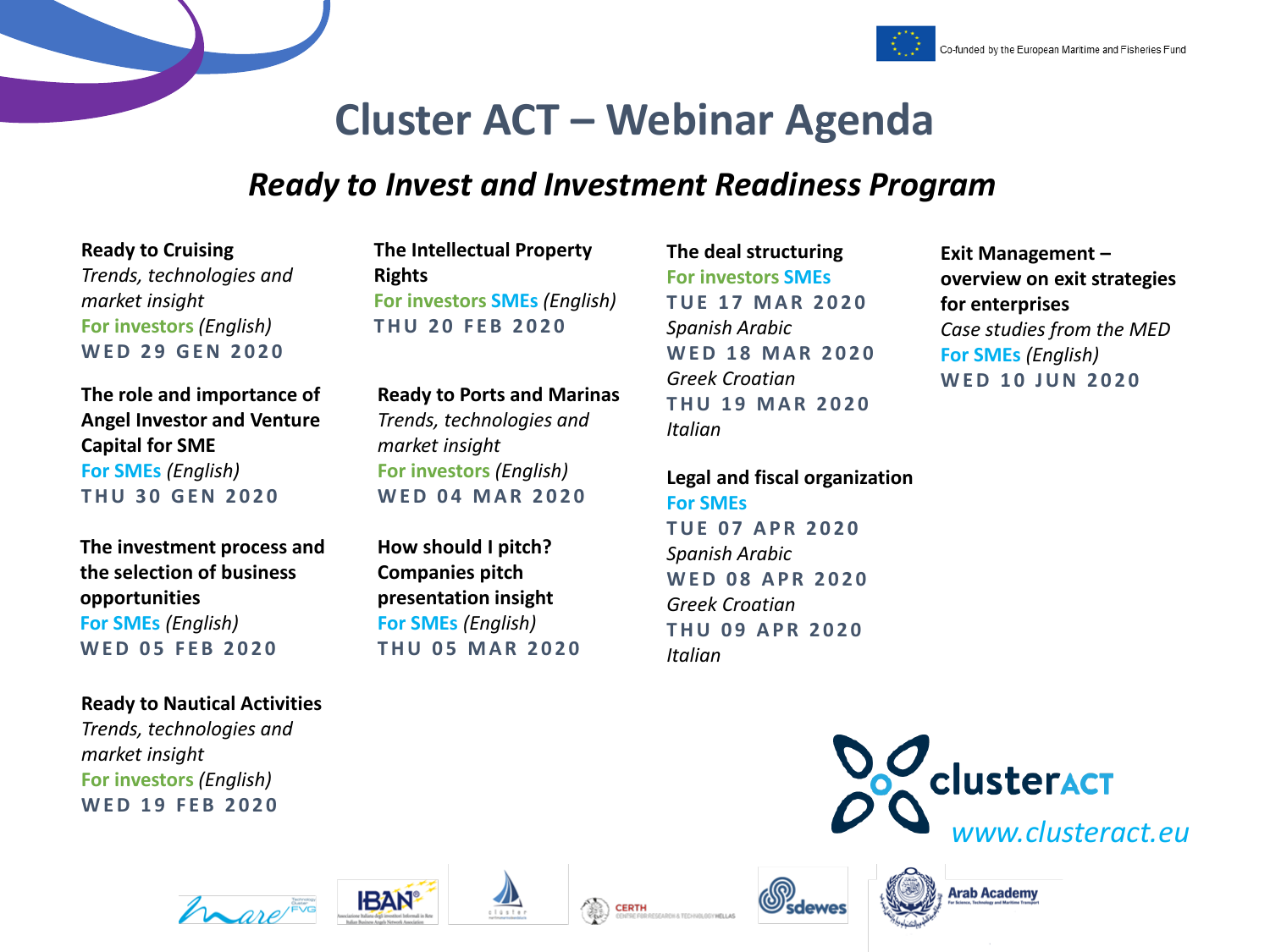Co-funded by the European Maritime and Fisheries Fund

# Cluster ACT – Webinar Agenda

## *Ready to Invest and Investment Readiness Program*

**Ready to Cruising**
*Trends, technologies and market insight*
For investors *(English)*
WED 29 GEN 2020

**The role and importance of Angel Investor and Venture Capital for SME**
For SMEs *(English)*
THU 30 GEN 2020

**The investment process and the selection of business opportunities**
For SMEs *(English)*
WED 05 FEB 2020

**Ready to Nautical Activities**
*Trends, technologies and market insight*
For investors *(English)*
WED 19 FEB 2020

**The Intellectual Property Rights**
For investors SMEs *(English)*
THU 20 FEB 2020

**Ready to Ports and Marinas**
*Trends, technologies and market insight*
For investors *(English)*
WED 04 MAR 2020

**How should I pitch? Companies pitch presentation insight**
For SMEs *(English)*
THU 05 MAR 2020

**The deal structuring**
For investors SMEs
TUE 17 MAR 2020
*Spanish Arabic*
WED 18 MAR 2020
*Greek Croatian*
THU 19 MAR 2020
*Italian*

**Legal and fiscal organization**
For SMEs
TUE 07 APR 2020
*Spanish Arabic*
WED 08 APR 2020
*Greek Croatian*
THU 09 APR 2020
*Italian*

**Exit Management – overview on exit strategies for enterprises**
*Case studies from the MED*
For SMEs *(English)*
WED 10 JUN 2020

clusterACT
*www.clusteract.eu*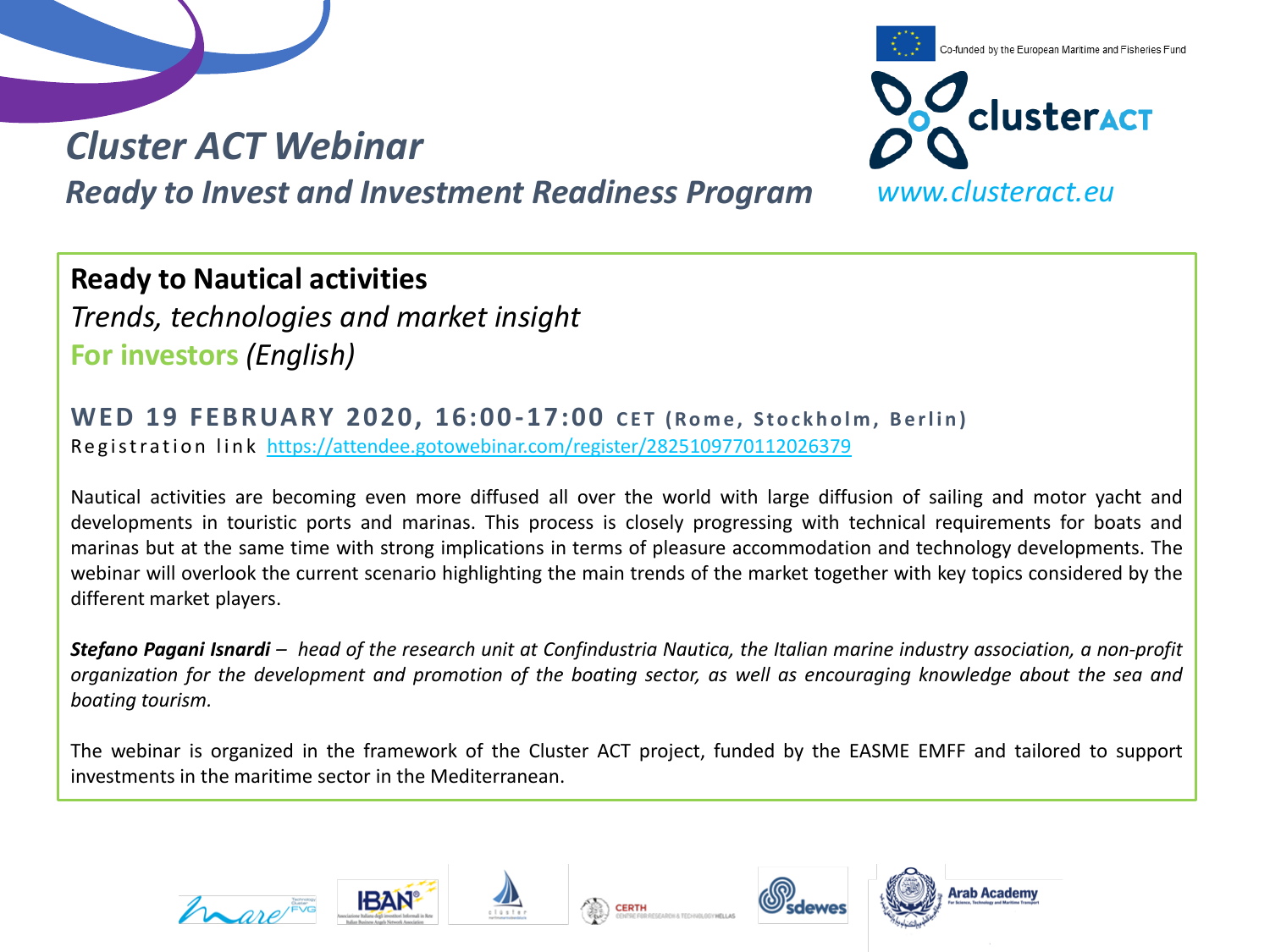Co-funded by the European Maritime and Fisheries Fund

# Cluster ACT Webinar

## *Ready to Invest and Investment Readiness Program*

clusterACT

*www.clusteract.eu*

**Ready to Nautical activities**

*Trends, technologies and market insight*

**For investors** *(English)*

**WED 19 FEBRUARY 2020, 16:00-17:00 CET (Rome, Stockholm, Berlin)**

Registration link https://attendee.gotowebinar.com/register/2825109770112026379

Nautical activities are becoming even more diffused all over the world with large diffusion of sailing and motor yacht and developments in touristic ports and marinas. This process is closely progressing with technical requirements for boats and marinas but at the same time with strong implications in terms of pleasure accommodation and technology developments. The webinar will overlook the current scenario highlighting the main trends of the market together with key topics considered by the different market players.

***Stefano Pagani Isnardi*** – *head of the research unit at Confindustria Nautica, the Italian marine industry association, a non-profit organization for the development and promotion of the boating sector, as well as encouraging knowledge about the sea and boating tourism.*

The webinar is organized in the framework of the Cluster ACT project, funded by the EASME EMFF and tailored to support investments in the maritime sector in the Mediterranean.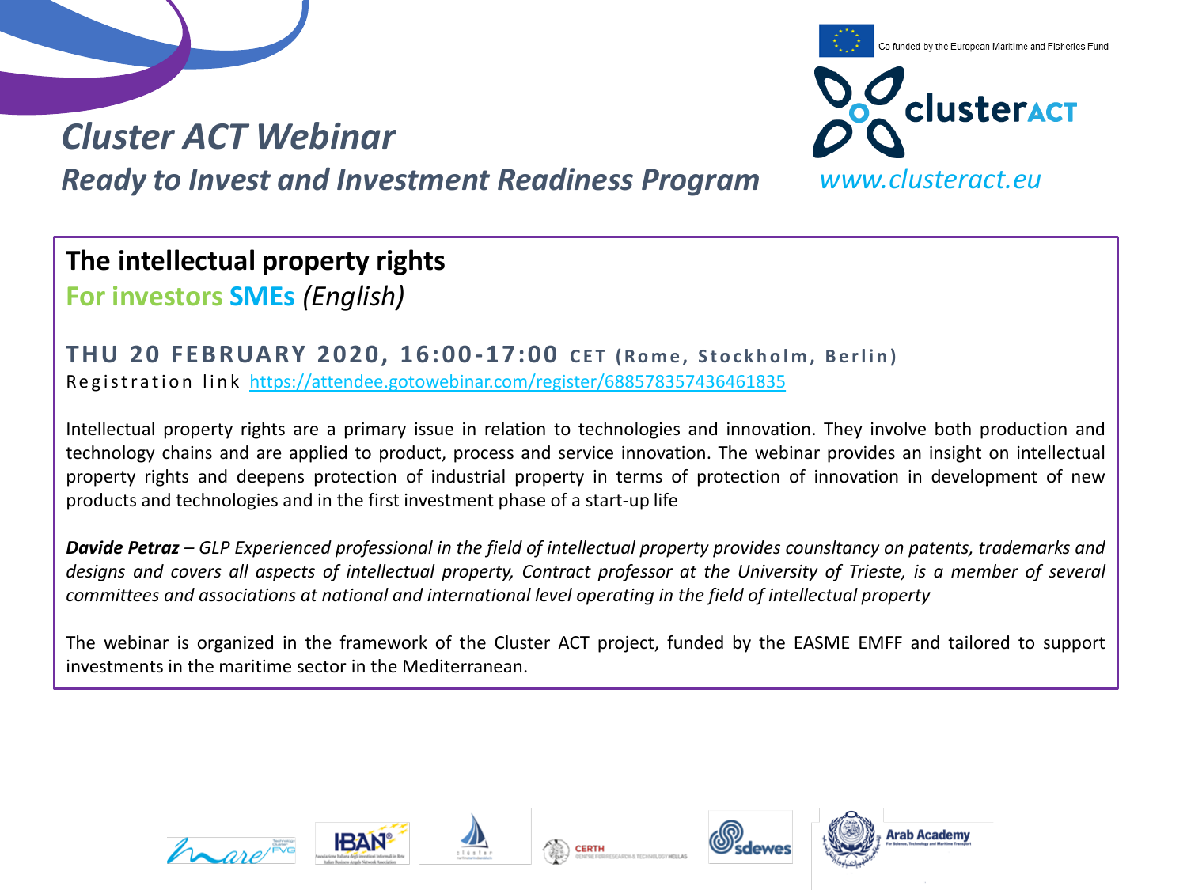Co-funded by the European Maritime and Fisheries Fund

# Cluster ACT Webinar

## *Ready to Invest and Investment Readiness Program*

*www.clusteract.eu*

### The intellectual property rights

**For investors SMEs** *(English)*

**THU 20 FEBRUARY 2020, 16:00-17:00 CET (Rome, Stockholm, Berlin)**

Registration link https://attendee.gotowebinar.com/register/688578357436461835

Intellectual property rights are a primary issue in relation to technologies and innovation. They involve both production and technology chains and are applied to product, process and service innovation. The webinar provides an insight on intellectual property rights and deepens protection of industrial property in terms of protection of innovation in development of new products and technologies and in the first investment phase of a start-up life

***Davide Petraz*** *– GLP Experienced professional in the field of intellectual property provides counsltancy on patents, trademarks and designs and covers all aspects of intellectual property, Contract professor at the University of Trieste, is a member of several committees and associations at national and international level operating in the field of intellectual property*

The webinar is organized in the framework of the Cluster ACT project, funded by the EASME EMFF and tailored to support investments in the maritime sector in the Mediterranean.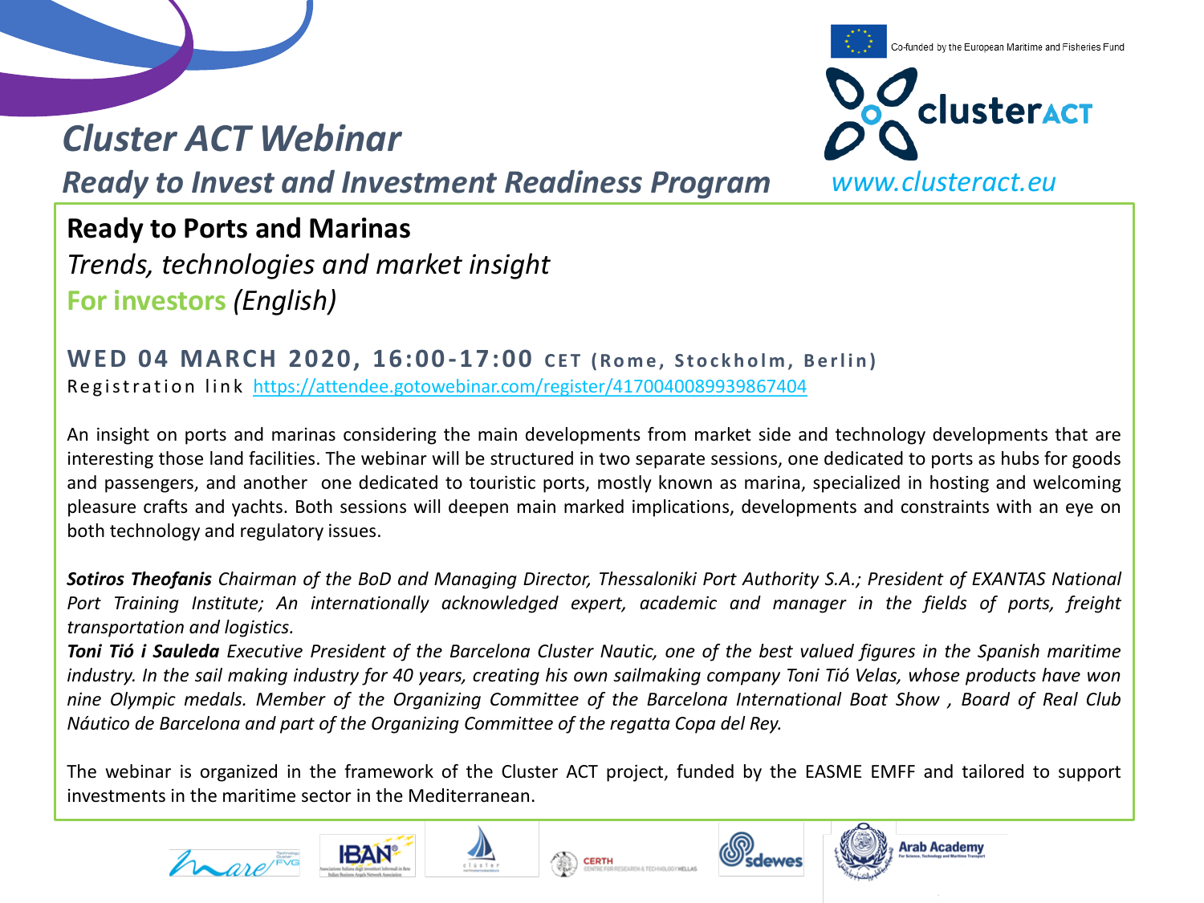Co-funded by the European Maritime and Fisheries Fund

clusterACT

www.clusteract.eu

# *Cluster ACT Webinar*

## *Ready to Invest and Investment Readiness Program*

### **Ready to Ports and Marinas**

*Trends, technologies and market insight*

**For investors** *(English)*

**WED 04 MARCH 2020, 16:00-17:00 CET (Rome, Stockholm, Berlin)**

Registration link https://attendee.gotowebinar.com/register/4170040089939867404

An insight on ports and marinas considering the main developments from market side and technology developments that are interesting those land facilities. The webinar will be structured in two separate sessions, one dedicated to ports as hubs for goods and passengers, and another one dedicated to touristic ports, mostly known as marina, specialized in hosting and welcoming pleasure crafts and yachts. Both sessions will deepen main marked implications, developments and constraints with an eye on both technology and regulatory issues.

***Sotiros Theofanis*** *Chairman of the BoD and Managing Director, Thessaloniki Port Authority S.A.; President of EXANTAS National Port Training Institute; An internationally acknowledged expert, academic and manager in the fields of ports, freight transportation and logistics.*

***Toni Tió i Sauleda*** *Executive President of the Barcelona Cluster Nautic, one of the best valued figures in the Spanish maritime industry. In the sail making industry for 40 years, creating his own sailmaking company Toni Tió Velas, whose products have won nine Olympic medals. Member of the Organizing Committee of the Barcelona International Boat Show , Board of Real Club Náutico de Barcelona and part of the Organizing Committee of the regatta Copa del Rey.*

The webinar is organized in the framework of the Cluster ACT project, funded by the EASME EMFF and tailored to support investments in the maritime sector in the Mediterranean.

mare FVG · IBAN · clúster · CERTH · sdewes · Arab Academy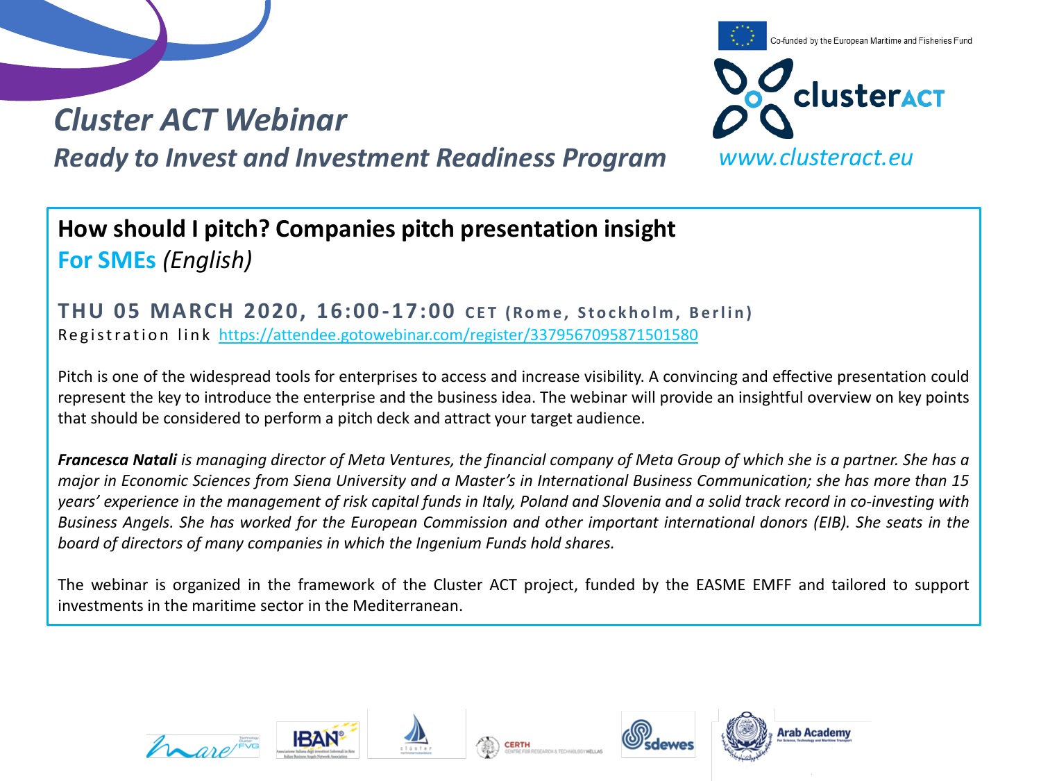Co-funded by the European Maritime and Fisheries Fund

clusterACT

*www.clusteract.eu*

# *Cluster ACT Webinar*

## *Ready to Invest and Investment Readiness Program*

### How should I pitch? Companies pitch presentation insight

**For SMEs** *(English)*

**THU 05 MARCH 2020, 16:00-17:00 CET (Rome, Stockholm, Berlin)**

Registration link https://attendee.gotowebinar.com/register/3379567095871501580

Pitch is one of the widespread tools for enterprises to access and increase visibility. A convincing and effective presentation could represent the key to introduce the enterprise and the business idea. The webinar will provide an insightful overview on key points that should be considered to perform a pitch deck and attract your target audience.

***Francesca Natali*** *is managing director of Meta Ventures, the financial company of Meta Group of which she is a partner. She has a major in Economic Sciences from Siena University and a Master's in International Business Communication; she has more than 15 years' experience in the management of risk capital funds in Italy, Poland and Slovenia and a solid track record in co-investing with Business Angels. She has worked for the European Commission and other important international donors (EIB). She seats in the board of directors of many companies in which the Ingenium Funds hold shares.*

The webinar is organized in the framework of the Cluster ACT project, funded by the EASME EMFF and tailored to support investments in the maritime sector in the Mediterranean.

mare FVG · IBAN · CERTH · sdewes · Arab Academy